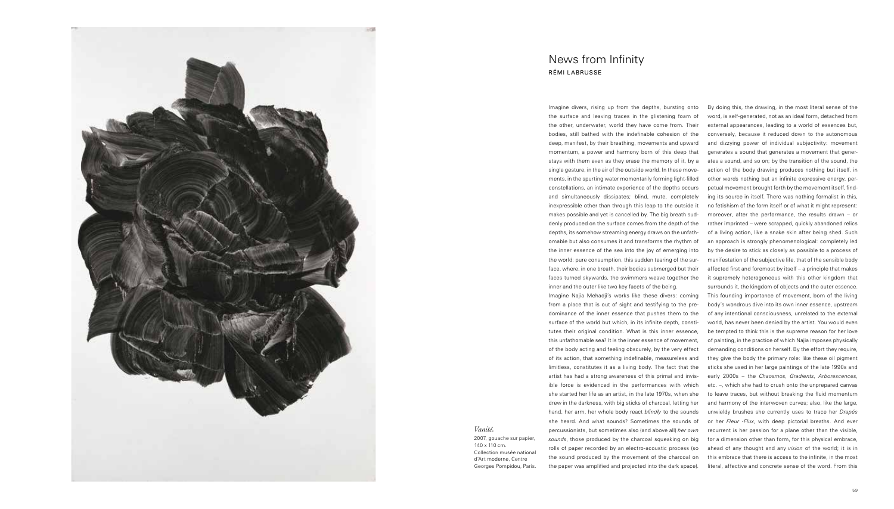# News from Infinity

RÉMI LABRUSSE

*Vanité.*

2007, gouache sur papier, 140 x 110 cm.
Collection musée national d'Art moderne, Centre Georges Pompidou, Paris.

Imagine divers, rising up from the depths, bursting onto the surface and leaving traces in the glistening foam of the other, underwater, world they have come from. Their bodies, still bathed with the indefinable cohesion of the deep, manifest, by their breathing, movements and upward momentum, a power and harmony born of this deep that stays with them even as they erase the memory of it, by a single gesture, in the air of the outside world. In these movements, in the spurting water momentarily forming light-filled constellations, an intimate experience of the depths occurs and simultaneously dissipates; blind, mute, completely inexpressible other than through this leap to the outside it makes possible and yet is cancelled by. The big breath suddenly produced on the surface comes from the depth of the depths, its somehow streaming energy draws on the unfathomable but also consumes it and transforms the rhythm of the inner essence of the sea into the joy of emerging into the world: pure consumption, this sudden tearing of the surface, where, in one breath, their bodies submerged but their faces turned skywards, the swimmers weave together the inner and the outer like two key facets of the being.

Imagine Najia Mehadji's works like these divers: coming from a place that is out of sight and testifying to the predominance of the inner essence that pushes them to the surface of the world but which, in its infinite depth, constitutes their original condition. What is this inner essence, this unfathomable sea? It is the inner essence of movement, of the body acting and feeling obscurely, by the very effect of its action, that something indefinable, measureless and limitless, constitutes it as a living body. The fact that the artist has had a strong awareness of this primal and invisible force is evidenced in the performances with which she started her life as an artist, in the late 1970s, when she drew in the darkness, with big sticks of charcoal, letting her hand, her arm, her whole body react *blindly* to the sounds she heard. And what sounds? Sometimes the sounds of percussionists, but sometimes also (and above all) *her own sounds*, those produced by the charcoal squeaking on big rolls of paper recorded by an electro-acoustic process (so the sound produced by the movement of the charcoal on the paper was amplified and projected into the dark space). By doing this, the drawing, in the most literal sense of the word, is self-generated, not as an ideal form, detached from external appearances, leading to a world of essences but, conversely, because it reduced down to the autonomous and dizzying power of individual subjectivity: movement generates a sound that generates a movement that generates a sound, and so on; by the transition of the sound, the action of the body drawing produces nothing but itself, in other words nothing but an infinite expressive energy, perpetual movement brought forth by the movement itself, finding its source in itself. There was nothing formalist in this, no fetishism of the form itself or of what it might represent: moreover, after the performance, the results drawn – or rather imprinted – were scrapped, quickly abandoned relics of a living action, like a snake skin after being shed. Such an approach is strongly phenomenological: completely led by the desire to stick as closely as possible to a process of manifestation of the subjective life, that of the sensible body affected first and foremost by itself – a principle that makes it supremely heterogeneous with this other kingdom that surrounds it, the kingdom of objects and the outer essence.

This founding importance of movement, born of the living body's wondrous dive into its own inner essence, upstream of any intentional consciousness, unrelated to the external world, has never been denied by the artist. You would even be tempted to think this is the supreme reason for her love of painting, in the practice of which Najia imposes physically demanding conditions on herself. By the effort they require, they give the body the primary role: like these oil pigment sticks she used in her large paintings of the late 1990s and early 2000s – the *Chaosmos*, *Gradients*, *Arborescences*, etc. –, which she had to crush onto the unprepared canvas to leave traces, but without breaking the fluid momentum and harmony of the interwoven curves; also, like the large, unwieldy brushes she currently uses to trace her *Drapés* or her *Fleur -Flux*, with deep pictorial breaths. And ever recurrent is her passion for a plane other than the visible, for a dimension other than form, for this physical embrace, ahead of any thought and any *vision* of the world; it is in this embrace that there is access to the infinite, in the most literal, affective and concrete sense of the word. From this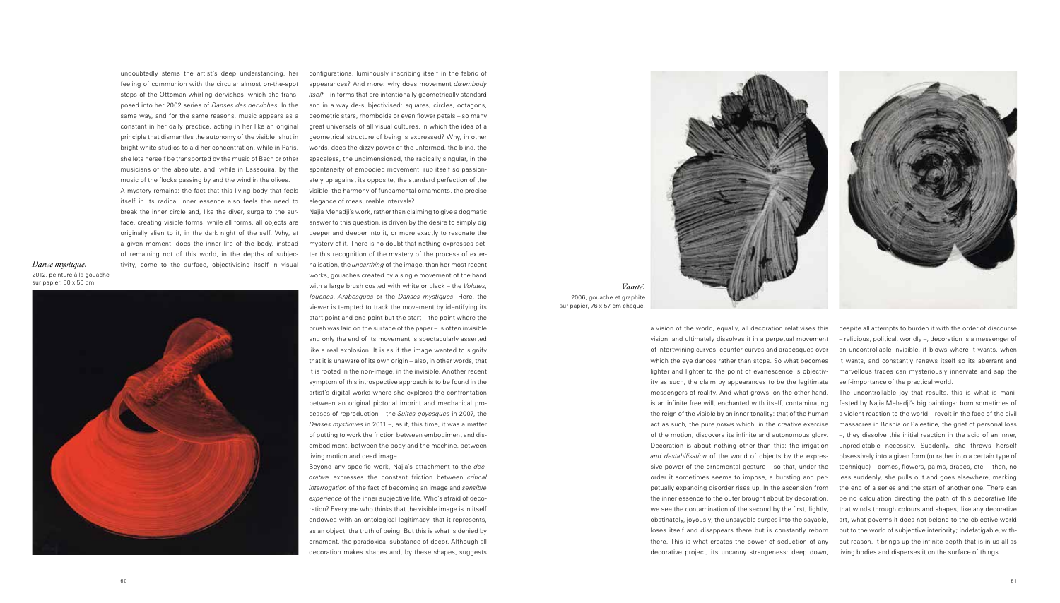undoubtedly stems the artist's deep understanding, her feeling of communion with the circular almost on-the-spot steps of the Ottoman whirling dervishes, which she transposed into her 2002 series of *Danses des derviches*. In the same way, and for the same reasons, music appears as a constant in her daily practice, acting in her like an original principle that dismantles the autonomy of the visible: shut in bright white studios to aid her concentration, while in Paris, she lets herself be transported by the music of Bach or other musicians of the absolute, and, while in Essaouira, by the music of the flocks passing by and the wind in the olives.

A mystery remains: the fact that this living body that feels itself in its radical inner essence also feels the need to break the inner circle and, like the diver, surge to the surface, creating visible forms, while all forms, all objects are originally alien to it, in the dark night of the self. Why, at a given moment, does the inner life of the body, instead of remaining out of this world, in the depths of subjectivity, come to the surface, objectivising itself in visual configurations, luminously inscribing itself in the fabric of appearances? And more: why does movement *disembody itself* – in forms that are intentionally geometrically standard and in a way de-subjectivised: squares, circles, octagons, geometric stars, rhomboids or even flower petals – so many great universals of all visual cultures, in which the idea of a geometrical structure of being is expressed? Why, in other words, does the dizzy power of the unformed, the blind, the spaceless, the undimensioned, the radically singular, in the spontaneity of embodied movement, rub itself so passionately up against its opposite, the standard perfection of the visible, the harmony of fundamental ornaments, the precise elegance of measureable intervals?

Najia Mehadji's work, rather than claiming to give a dogmatic answer to this question, is driven by the desire to simply dig deeper and deeper into it, or more exactly to resonate the mystery of it. There is no doubt that nothing expresses better this recognition of the mystery of the process of externalisation, the *unearthing* of the image, than her most recent works, gouaches created by a single movement of the hand with a large brush coated with white or black – the *Volutes*, *Touches*, *Arabesques* or the *Danses mystiques*. Here, the viewer is tempted to track the movement by identifying its start point and end point but the start – the point where the brush was laid on the surface of the paper – is often invisible and only the end of its movement is spectacularly asserted like a real explosion. It is as if the image wanted to signify that it is unaware of its own origin – also, in other words, that it is rooted in the non-image, in the invisible. Another recent symptom of this introspective approach is to be found in the artist's digital works where she explores the confrontation between an original pictorial imprint and mechanical processes of reproduction – the *Suites goyesques* in 2007, the *Danses mystiques* in 2011 –, as if, this time, it was a matter of putting to work the friction between embodiment and disembodiment, between the body and the machine, between living motion and dead image.

Beyond any specific work, Najia's attachment to the *decorative* expresses the constant friction between *critical interrogation* of the fact of becoming an image and *sensible experience* of the inner subjective life. Who's afraid of decoration? Everyone who thinks that the visible image is in itself endowed with an ontological legitimacy, that it represents, as an object, the truth of being. But this is what is denied by ornament, the paradoxical substance of decor. Although all decoration makes shapes and, by these shapes, suggests a vision of the world, equally, all decoration relativises this vision, and ultimately dissolves it in a perpetual movement of intertwining curves, counter-curves and arabesques over which the eye dances rather than stops. So what becomes lighter and lighter to the point of evanescence is objectivity as such, the claim by appearances to be the legitimate messengers of reality. And what grows, on the other hand, is an infinite free will, enchanted with itself, contaminating the reign of the visible by an inner tonality: that of the human act as such, the pure *praxis* which, in the creative exercise of the motion, discovers its infinite and autonomous glory. Decoration is about nothing other than this: the irrigation *and destabilisation* of the world of objects by the expressive power of the ornamental gesture – so that, under the order it sometimes seems to impose, a bursting and perpetually expanding disorder rises up. In the ascension from the inner essence to the outer brought about by decoration, we see the contamination of the second by the first; lightly, obstinately, joyously, the unsayable surges into the sayable, loses itself and disappears there but is constantly reborn there. This is what creates the power of seduction of any decorative project, its uncanny strangeness: deep down, despite all attempts to burden it with the order of discourse – religious, political, worldly –, decoration is a messenger of an uncontrollable invisible, it blows where it wants, when it wants, and constantly renews itself so its aberrant and marvellous traces can mysteriously innervate and sap the self-importance of the practical world.

The uncontrollable joy that results, this is what is manifested by Najia Mehadji's big paintings: born sometimes of a violent reaction to the world – revolt in the face of the civil massacres in Bosnia or Palestine, the grief of personal loss –, they dissolve this initial reaction in the acid of an inner, unpredictable necessity. Suddenly, she throws herself obsessively into a given form (or rather into a certain type of technique) – domes, flowers, palms, drapes, etc. – then, no less suddenly, she pulls out and goes elsewhere, marking the end of a series and the start of another one. There can be no calculation directing the path of this decorative life that winds through colours and shapes; like any decorative art, what governs it does not belong to the objective world but to the world of subjective interiority; indefatigable, without reason, it brings up the infinite depth that is in us all as living bodies and disperses it on the surface of things.

*Danse mystique.*
2012, peinture à la gouache sur papier, 50 x 50 cm.

*Vanité.*
2006, gouache et graphite sur papier, 76 x 57 cm chaque.